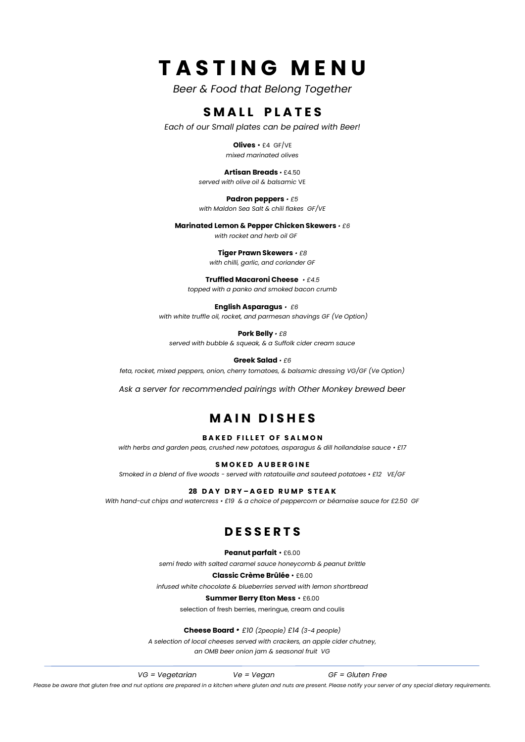# TASTING MENU

*Beer & Food that Belong Together*

## SMALL PLATES

*Each of our Small plates can be paired with Beer!*

**Olives** • £4 GF/VE
*mixed marinated olives*

**Artisan Breads** • £4.50
*served with olive oil & balsamic* VE

**Padron peppers** *• £5*
*with Maldon Sea Salt & chili flakes GF/VE*

**Marinated Lemon & Pepper Chicken Skewers** *• £6*
*with rocket and herb oil GF*

**Tiger Prawn Skewers** *• £8*
*with chilli, garlic, and coriander GF*

**Truffled Macaroni Cheese** *• £4.5*
*topped with a panko and smoked bacon crumb*

**English Asparagus** *• £6*
*with white truffle oil, rocket, and parmesan shavings GF (Ve Option)*

**Pork Belly** *• £8*
*served with bubble & squeak, & a Suffolk cider cream sauce*

**Greek Salad** *• £6*
*feta, rocket, mixed peppers, onion, cherry tomatoes, & balsamic dressing VG/GF (Ve Option)*

*Ask a server for recommended pairings with Other Monkey brewed beer*

## MAIN DISHES

**BAKED FILLET OF SALMON**
*with herbs and garden peas, crushed new potatoes, asparagus & dill hollandaise sauce • £17*

**SMOKED AUBERGINE**
*Smoked in a blend of five woods - served with ratatouille and sauteed potatoes • £12 VE/GF*

**28 DAY DRY–AGED RUMP STEAK**
*With hand-cut chips and watercress • £19 & a choice of peppercorn or béarnaise sauce for £2.50 GF*

## DESSERTS

**Peanut parfait** • £6.00
*semi fredo with salted caramel sauce honeycomb & peanut brittle*

**Classic Crème Brûlée** • £6.00
*infused white chocolate & blueberries served with lemon shortbread*

**Summer Berry Eton Mess** • £6.00
selection of fresh berries, meringue, cream and coulis

**Cheese Board** *• £10 (2people) £14 (3-4 people)*
*A selection of local cheeses served with crackers, an apple cider chutney, an OMB beer onion jam & seasonal fruit VG*

---

*VG = Vegetarian* *Ve = Vegan* *GF = Gluten Free*

*Please be aware that gluten free and nut options are prepared in a kitchen where gluten and nuts are present. Please notify your server of any special dietary requirements.*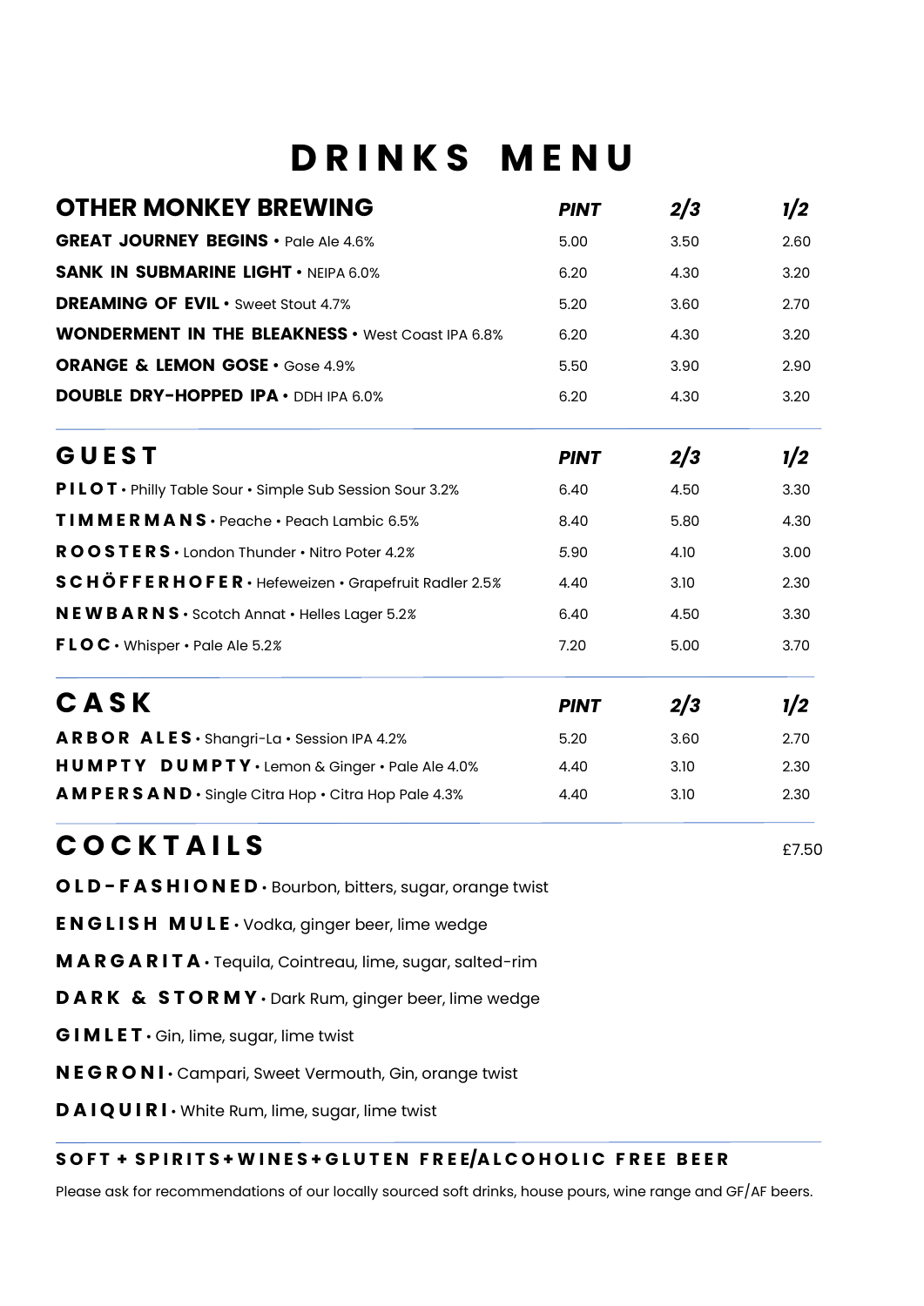# DRINKS MENU

| OTHER MONKEY BREWING | PINT | 2/3 | 1/2 |
|---|---|---|---|
| **GREAT JOURNEY BEGINS** • Pale Ale 4.6% | 5.00 | 3.50 | 2.60 |
| **SANK IN SUBMARINE LIGHT** • NEIPA 6.0% | 6.20 | 4.30 | 3.20 |
| **DREAMING OF EVIL** • Sweet Stout 4.7% | 5.20 | 3.60 | 2.70 |
| **WONDERMENT IN THE BLEAKNESS** • West Coast IPA 6.8% | 6.20 | 4.30 | 3.20 |
| **ORANGE & LEMON GOSE** • Gose 4.9% | 5.50 | 3.90 | 2.90 |
| **DOUBLE DRY-HOPPED IPA** • DDH IPA 6.0% | 6.20 | 4.30 | 3.20 |

| GUEST | PINT | 2/3 | 1/2 |
|---|---|---|---|
| **PILOT** • Philly Table Sour • Simple Sub Session Sour 3.2% | 6.40 | 4.50 | 3.30 |
| **TIMMERMANS** • Peache • Peach Lambic 6.5% | 8.40 | 5.80 | 4.30 |
| **ROOSTERS** • London Thunder • Nitro Poter 4.2% | 5.90 | 4.10 | 3.00 |
| **SCHÖFFERHOFER** • Hefeweizen • Grapefruit Radler 2.5% | 4.40 | 3.10 | 2.30 |
| **NEWBARNS** • Scotch Annat • Helles Lager 5.2% | 6.40 | 4.50 | 3.30 |
| **FLOC** • Whisper • Pale Ale 5.2% | 7.20 | 5.00 | 3.70 |

| CASK | PINT | 2/3 | 1/2 |
|---|---|---|---|
| **ARBOR ALES** • Shangri-La • Session IPA 4.2% | 5.20 | 3.60 | 2.70 |
| **HUMPTY DUMPTY** • Lemon & Ginger • Pale Ale 4.0% | 4.40 | 3.10 | 2.30 |
| **AMPERSAND** • Single Citra Hop • Citra Hop Pale 4.3% | 4.40 | 3.10 | 2.30 |

## COCKTAILS

£7.50

**OLD-FASHIONED** • Bourbon, bitters, sugar, orange twist

**ENGLISH MULE** • Vodka, ginger beer, lime wedge

**MARGARITA** • Tequila, Cointreau, lime, sugar, salted-rim

**DARK & STORMY** • Dark Rum, ginger beer, lime wedge

**GIMLET** • Gin, lime, sugar, lime twist

**NEGRONI** • Campari, Sweet Vermouth, Gin, orange twist

**DAIQUIRI** • White Rum, lime, sugar, lime twist

### SOFT + SPIRITS+WINES+GLUTEN FREE/ALCOHOLIC FREE BEER

Please ask for recommendations of our locally sourced soft drinks, house pours, wine range and GF/AF beers.